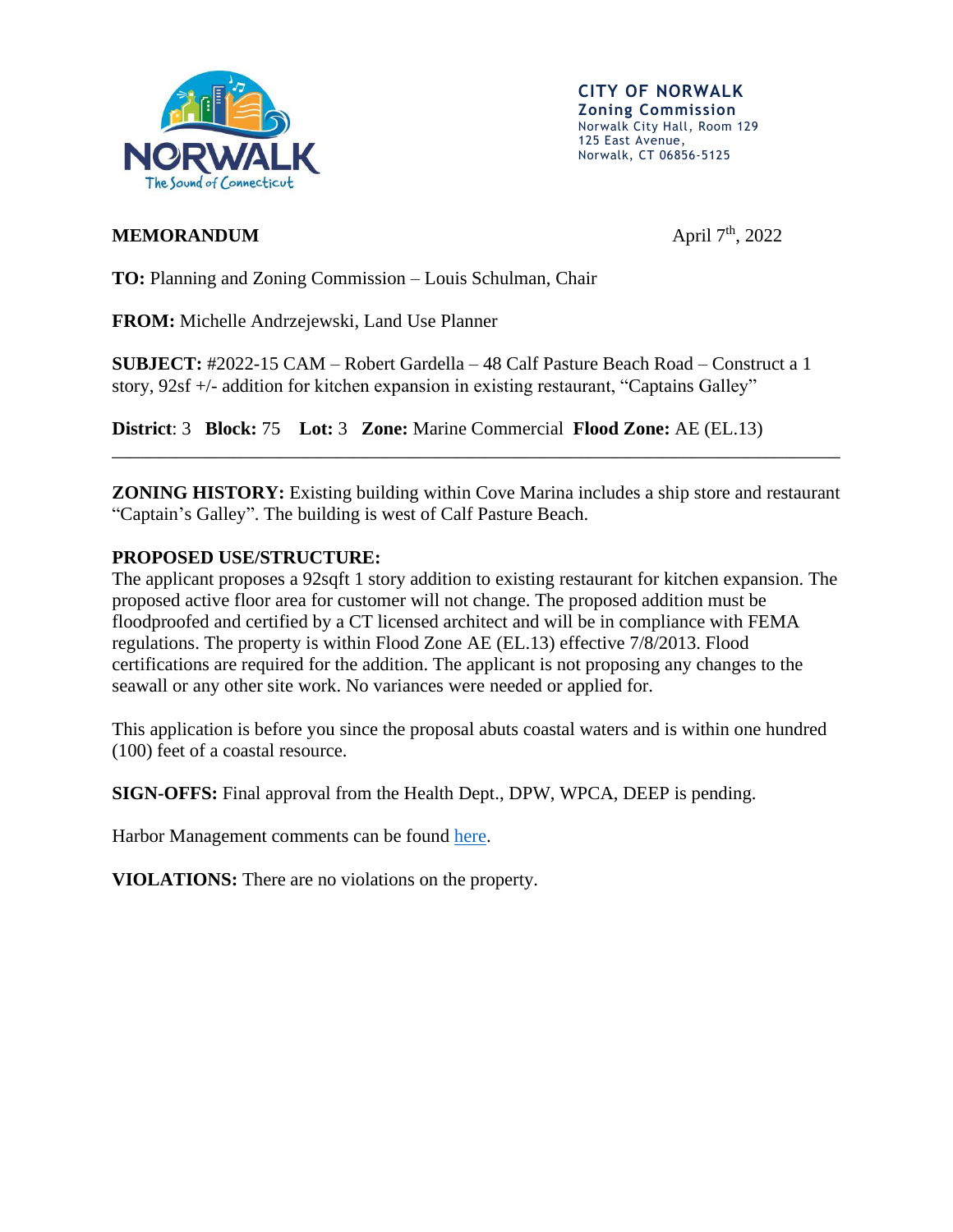**CITY OF NORWALK**
**Zoning Commission**
Norwalk City Hall, Room 129
125 East Avenue,
Norwalk, CT 06856-5125

**MEMORANDUM**

April 7th, 2022

**TO:** Planning and Zoning Commission – Louis Schulman, Chair

**FROM:** Michelle Andrzejewski, Land Use Planner

**SUBJECT:** #2022-15 CAM – Robert Gardella – 48 Calf Pasture Beach Road – Construct a 1 story, 92sf +/- addition for kitchen expansion in existing restaurant, "Captains Galley"

**District**: 3 **Block:** 75 **Lot:** 3 **Zone:** Marine Commercial **Flood Zone:** AE (EL.13)

---

**ZONING HISTORY:** Existing building within Cove Marina includes a ship store and restaurant "Captain's Galley". The building is west of Calf Pasture Beach.

**PROPOSED USE/STRUCTURE:**
The applicant proposes a 92sqft 1 story addition to existing restaurant for kitchen expansion. The proposed active floor area for customer will not change. The proposed addition must be floodproofed and certified by a CT licensed architect and will be in compliance with FEMA regulations. The property is within Flood Zone AE (EL.13) effective 7/8/2013. Flood certifications are required for the addition. The applicant is not proposing any changes to the seawall or any other site work. No variances were needed or applied for.

This application is before you since the proposal abuts coastal waters and is within one hundred (100) feet of a coastal resource.

**SIGN-OFFS:** Final approval from the Health Dept., DPW, WPCA, DEEP is pending.

Harbor Management comments can be found here.

**VIOLATIONS:** There are no violations on the property.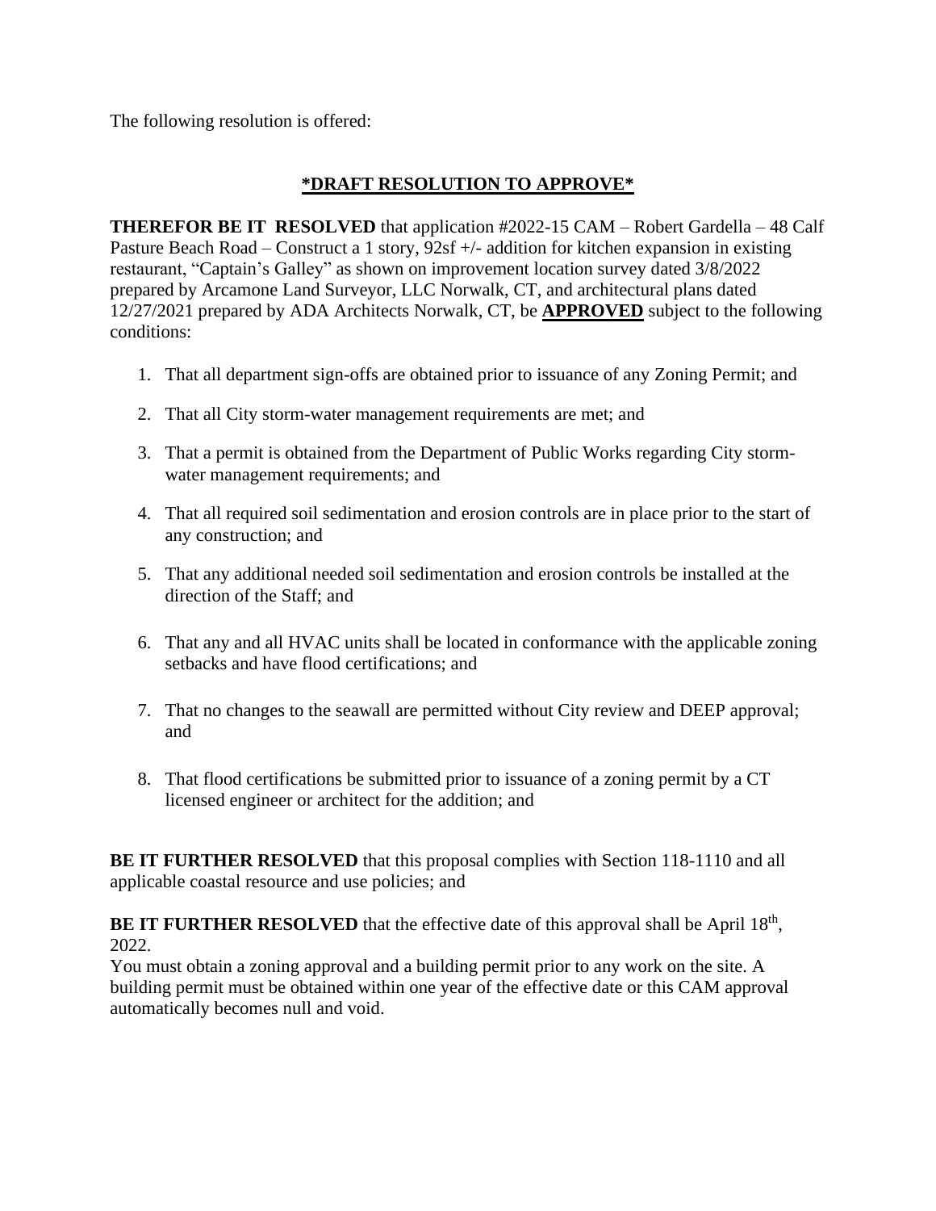The following resolution is offered:

## *DRAFT RESOLUTION TO APPROVE*

**THEREFOR BE IT RESOLVED** that application #2022-15 CAM – Robert Gardella – 48 Calf Pasture Beach Road – Construct a 1 story, 92sf +/- addition for kitchen expansion in existing restaurant, "Captain's Galley" as shown on improvement location survey dated 3/8/2022 prepared by Arcamone Land Surveyor, LLC Norwalk, CT, and architectural plans dated 12/27/2021 prepared by ADA Architects Norwalk, CT, be **APPROVED** subject to the following conditions:

1. That all department sign-offs are obtained prior to issuance of any Zoning Permit; and
2. That all City storm-water management requirements are met; and
3. That a permit is obtained from the Department of Public Works regarding City storm-water management requirements; and
4. That all required soil sedimentation and erosion controls are in place prior to the start of any construction; and
5. That any additional needed soil sedimentation and erosion controls be installed at the direction of the Staff; and
6. That any and all HVAC units shall be located in conformance with the applicable zoning setbacks and have flood certifications; and
7. That no changes to the seawall are permitted without City review and DEEP approval; and
8. That flood certifications be submitted prior to issuance of a zoning permit by a CT licensed engineer or architect for the addition; and

**BE IT FURTHER RESOLVED** that this proposal complies with Section 118-1110 and all applicable coastal resource and use policies; and

**BE IT FURTHER RESOLVED** that the effective date of this approval shall be April 18th, 2022.

You must obtain a zoning approval and a building permit prior to any work on the site. A building permit must be obtained within one year of the effective date or this CAM approval automatically becomes null and void.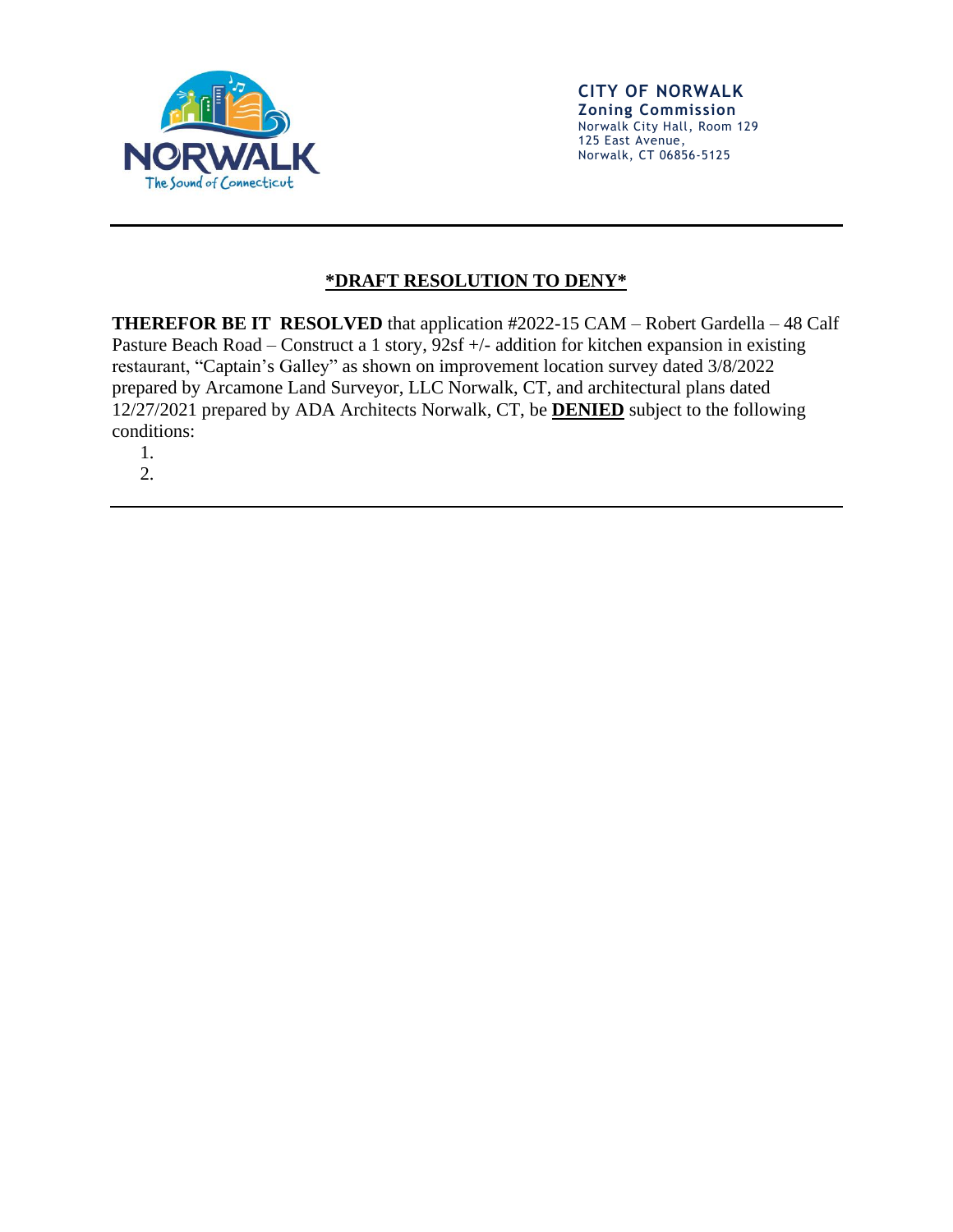**CITY OF NORWALK**
**Zoning Commission**
Norwalk City Hall, Room 129
125 East Avenue,
Norwalk, CT 06856-5125

---

## **\*DRAFT RESOLUTION TO DENY\***

**THEREFOR BE IT RESOLVED** that application #2022-15 CAM – Robert Gardella – 48 Calf Pasture Beach Road – Construct a 1 story, 92sf +/- addition for kitchen expansion in existing restaurant, "Captain's Galley" as shown on improvement location survey dated 3/8/2022 prepared by Arcamone Land Surveyor, LLC Norwalk, CT, and architectural plans dated 12/27/2021 prepared by ADA Architects Norwalk, CT, be **DENIED** subject to the following conditions:

1.
2.

---